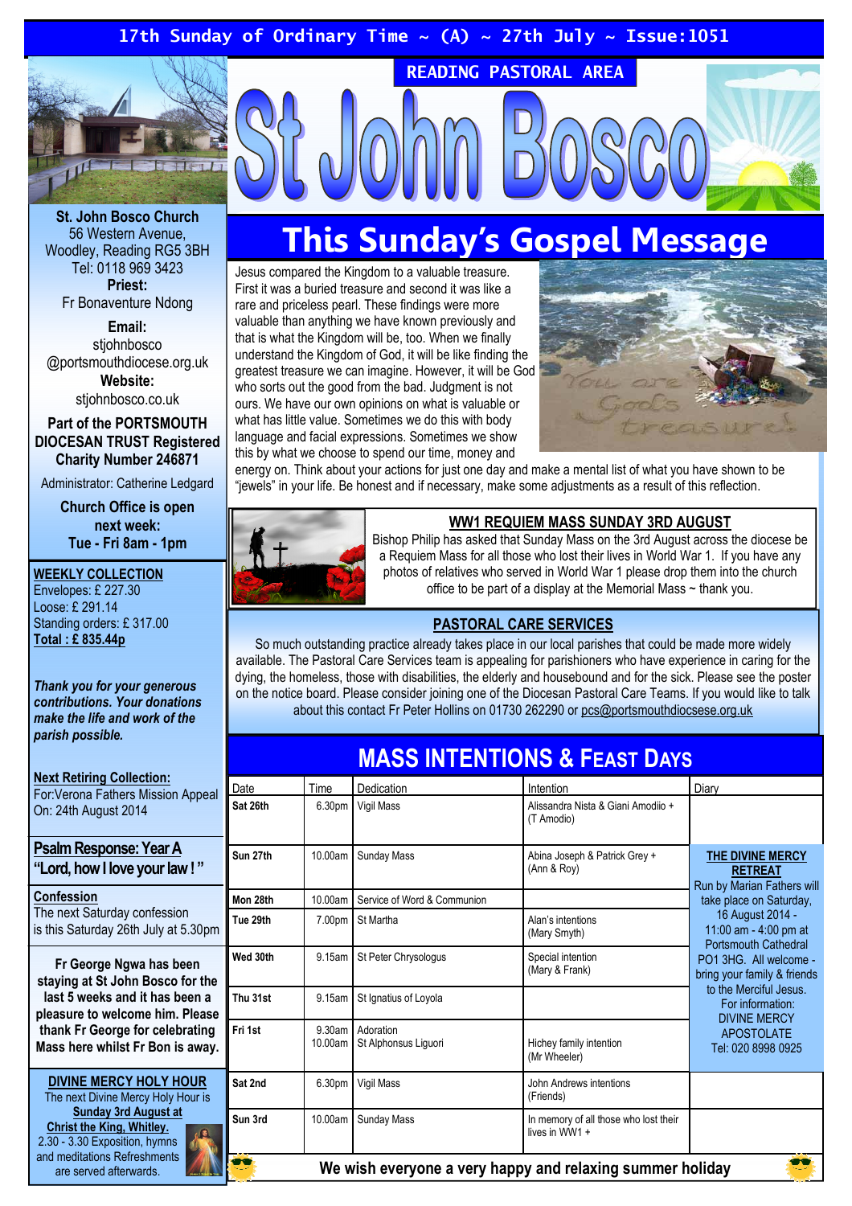17th Sunday of Ordinary Time ~ (A) ~ 27th July ~ Issue:1051

READING PASTORAL AREA

# St John Bosco

**St. John Bosco Church**
56 Western Avenue,
Woodley, Reading RG5 3BH
Tel: 0118 969 3423
**Priest:**
Fr Bonaventure Ndong

**Email:**
stjohnbosco
@portsmouthdiocese.org.uk
**Website:**
stjohnbosco.co.uk

**Part of the PORTSMOUTH DIOCESAN TRUST Registered Charity Number 246871**

Administrator: Catherine Ledgard

**Church Office is open next week:**
**Tue - Fri 8am - 1pm**

**WEEKLY COLLECTION**
Envelopes: £ 227.30
Loose: £ 291.14
Standing orders: £ 317.00
**Total : £ 835.44p**

***Thank you for your generous contributions. Your donations make the life and work of the parish possible.***

**Next Retiring Collection:**
For:Verona Fathers Mission Appeal
On: 24th August 2014

**Psalm Response: Year A**
**"Lord, how I love your law ! "**

**Confession**
The next Saturday confession is this Saturday 26th July at 5.30pm

**Fr George Ngwa has been staying at St John Bosco for the last 5 weeks and it has been a pleasure to welcome him. Please thank Fr George for celebrating Mass here whilst Fr Bon is away.**

**DIVINE MERCY HOLY HOUR**
The next Divine Mercy Holy Hour is **Sunday 3rd August at Christ the King, Whitley.** 2.30 - 3.30 Exposition, hymns and meditations Refreshments are served afterwards.

## This Sunday's Gospel Message

Jesus compared the Kingdom to a valuable treasure. First it was a buried treasure and second it was like a rare and priceless pearl. These findings were more valuable than anything we have known previously and that is what the Kingdom will be, too. When we finally understand the Kingdom of God, it will be like finding the greatest treasure we can imagine. However, it will be God who sorts out the good from the bad. Judgment is not ours. We have our own opinions on what is valuable or what has little value. Sometimes we do this with body language and facial expressions. Sometimes we show this by what we choose to spend our time, money and energy on. Think about your actions for just one day and make a mental list of what you have shown to be "jewels" in your life. Be honest and if necessary, make some adjustments as a result of this reflection.

### WW1 REQUIEM MASS SUNDAY 3RD AUGUST

Bishop Philip has asked that Sunday Mass on the 3rd August across the diocese be a Requiem Mass for all those who lost their lives in World War 1. If you have any photos of relatives who served in World War 1 please drop them into the church office to be part of a display at the Memorial Mass ~ thank you.

### PASTORAL CARE SERVICES

So much outstanding practice already takes place in our local parishes that could be made more widely available. The Pastoral Care Services team is appealing for parishioners who have experience in caring for the dying, the homeless, those with disabilities, the elderly and housebound and for the sick. Please see the poster on the notice board. Please consider joining one of the Diocesan Pastoral Care Teams. If you would like to talk about this contact Fr Peter Hollins on 01730 262290 or pcs@portsmouthdiocsese.org.uk

## MASS INTENTIONS & FEAST DAYS

| Date | Time | Dedication | Intention | Diary |
|---|---|---|---|---|
| **Sat 26th** | 6.30pm | Vigil Mass | Alissandra Nista & Giani Amodiio + (T Amodio) | |
| **Sun 27th** | 10.00am | Sunday Mass | Abina Joseph & Patrick Grey + (Ann & Roy) | **THE DIVINE MERCY RETREAT** Run by Marian Fathers will take place on Saturday, 16 August 2014 - 11:00 am - 4:00 pm at Portsmouth Cathedral PO1 3HG. All welcome - bring your family & friends to the Merciful Jesus. For information: DIVINE MERCY APOSTOLATE Tel: 020 8998 0925 |
| **Mon 28th** | 10.00am | Service of Word & Communion | | |
| **Tue 29th** | 7.00pm | St Martha | Alan's intentions (Mary Smyth) | |
| **Wed 30th** | 9.15am | St Peter Chrysologus | Special intention (Mary & Frank) | |
| **Thu 31st** | 9.15am | St Ignatius of Loyola | | |
| **Fri 1st** | 9.30am 10.00am | Adoration St Alphonsus Liguori | Hichey family intention (Mr Wheeler) | |
| **Sat 2nd** | 6.30pm | Vigil Mass | John Andrews intentions (Friends) | |
| **Sun 3rd** | 10.00am | Sunday Mass | In memory of all those who lost their lives in WW1 + | |

**We wish everyone a very happy and relaxing summer holiday**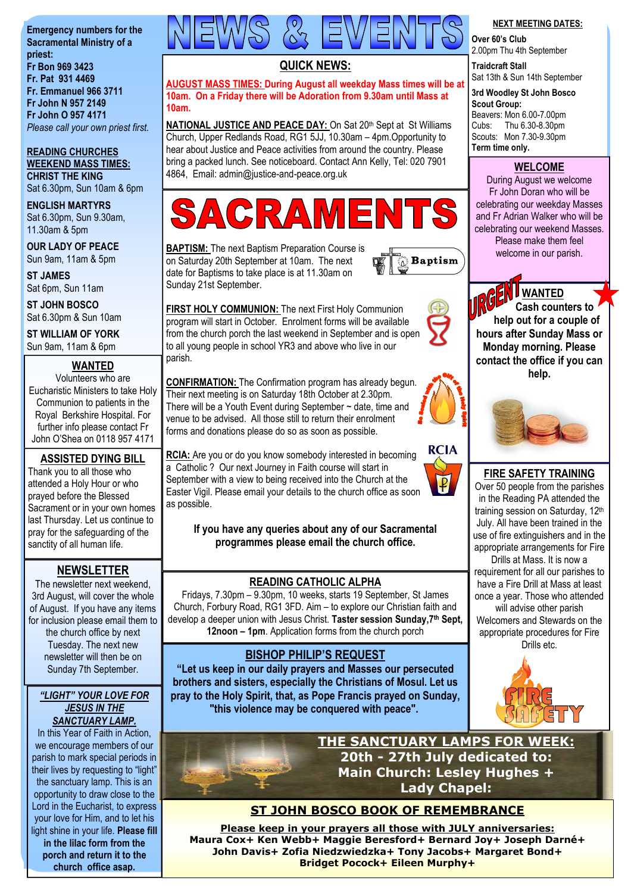**Emergency numbers for the Sacramental Ministry of a priest:**
**Fr Bon 969 3423**
**Fr. Pat 931 4469**
**Fr. Emmanuel 966 3711**
**Fr John N 957 2149**
**Fr John O 957 4171**
*Please call your own priest first.*

**READING CHURCHES WEEKEND MASS TIMES:**

**CHRIST THE KING**
Sat 6.30pm, Sun 10am & 6pm

**ENGLISH MARTYRS**
Sat 6.30pm, Sun 9.30am, 11.30am & 5pm

**OUR LADY OF PEACE**
Sun 9am, 11am & 5pm

**ST JAMES**
Sat 6pm, Sun 11am

**ST JOHN BOSCO**
Sat 6.30pm & Sun 10am

**ST WILLIAM OF YORK**
Sun 9am, 11am & 6pm

## WANTED

Volunteers who are Eucharistic Ministers to take Holy Communion to patients in the Royal Berkshire Hospital. For further info please contact Fr John O'Shea on 0118 957 4171

## ASSISTED DYING BILL

Thank you to all those who attended a Holy Hour or who prayed before the Blessed Sacrament or in your own homes last Thursday. Let us continue to pray for the safeguarding of the sanctity of all human life.

## NEWSLETTER

The newsletter next weekend, 3rd August, will cover the whole of August. If you have any items for inclusion please email them to the church office by next Tuesday. The new newsletter will then be on Sunday 7th September.

## *"LIGHT" YOUR LOVE FOR JESUS IN THE SANCTUARY LAMP.*

In this Year of Faith in Action, we encourage members of our parish to mark special periods in their lives by requesting to "light" the sanctuary lamp. This is an opportunity to draw close to the Lord in the Eucharist, to express your love for Him, and to let his light shine in your life. **Please fill in the lilac form from the porch and return it to the church office asap.**

# NEWS & EVENTS

## QUICK NEWS:

**AUGUST MASS TIMES: During August all weekday Mass times will be at 10am. On a Friday there will be Adoration from 9.30am until Mass at 10am.**

**NATIONAL JUSTICE AND PEACE DAY:** On Sat 20th Sept at St Williams Church, Upper Redlands Road, RG1 5JJ, 10.30am – 4pm.Opportunity to hear about Justice and Peace activities from around the country. Please bring a packed lunch. See noticeboard. Contact Ann Kelly, Tel: 020 7901 4864, Email: admin@justice-and-peace.org.uk

# SACRAMENTS

**BAPTISM:** The next Baptism Preparation Course is on Saturday 20th September at 10am. The next date for Baptisms to take place is at 11.30am on Sunday 21st September.

**FIRST HOLY COMMUNION:** The next First Holy Communion program will start in October. Enrolment forms will be available from the church porch the last weekend in September and is open to all young people in school YR3 and above who live in our parish.

**CONFIRMATION:** The Confirmation program has already begun. Their next meeting is on Saturday 18th October at 2.30pm. There will be a Youth Event during September ~ date, time and venue to be advised. All those still to return their enrolment forms and donations please do so as soon as possible.

**RCIA:** Are you or do you know somebody interested in becoming a Catholic ? Our next Journey in Faith course will start in September with a view to being received into the Church at the Easter Vigil. Please email your details to the church office as soon as possible.

**If you have any queries about any of our Sacramental programmes please email the church office.**

## READING CATHOLIC ALPHA

Fridays, 7.30pm – 9.30pm, 10 weeks, starts 19 September, St James Church, Forbury Road, RG1 3FD. Aim – to explore our Christian faith and develop a deeper union with Jesus Christ. **Taster session Sunday,7th Sept, 12noon – 1pm**. Application forms from the church porch

## BISHOP PHILIP'S REQUEST

**"Let us keep in our daily prayers and Masses our persecuted brothers and sisters, especially the Christians of Mosul. Let us pray to the Holy Spirit, that, as Pope Francis prayed on Sunday, "this violence may be conquered with peace".**

**NEXT MEETING DATES:**

**Over 60's Club**
2.00pm Thu 4th September

**Traidcraft Stall**
Sat 13th & Sun 14th September

**3rd Woodley St John Bosco Scout Group:**
Beavers: Mon 6.00-7.00pm
Cubs: Thu 6.30-8.30pm
Scouts: Mon 7.30-9.30pm
**Term time only.**

## WELCOME

During August we welcome Fr John Doran who will be celebrating our weekday Masses and Fr Adrian Walker who will be celebrating our weekend Masses. Please make them feel welcome in our parish.

## URGENT WANTED

**Cash counters to help out for a couple of hours after Sunday Mass or Monday morning. Please contact the office if you can help.**

## FIRE SAFETY TRAINING

Over 50 people from the parishes in the Reading PA attended the training session on Saturday, 12th July. All have been trained in the use of fire extinguishers and in the appropriate arrangements for Fire Drills at Mass. It is now a requirement for all our parishes to have a Fire Drill at Mass at least once a year. Those who attended will advise other parish Welcomers and Stewards on the appropriate procedures for Fire Drills etc.

## THE SANCTUARY LAMPS FOR WEEK:

**20th - 27th July dedicated to:**
**Main Church: Lesley Hughes +**
**Lady Chapel:**

## ST JOHN BOSCO BOOK OF REMEMBRANCE

**Please keep in your prayers all those with JULY anniversaries:**
**Maura Cox+ Ken Webb+ Maggie Beresford+ Bernard Joy+ Joseph Darné+ John Davis+ Zofia Niedzwiedzka+ Tony Jacobs+ Margaret Bond+ Bridget Pocock+ Eileen Murphy+**